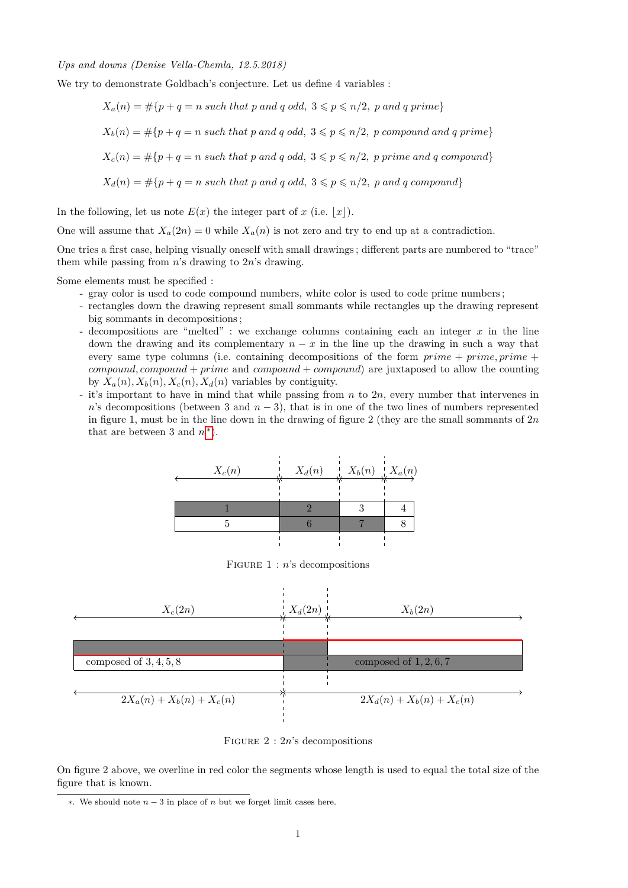*Ups and downs (Denise Vella-Chemla, 12.5.2018)*

We try to demonstrate Goldbach's conjecture. Let us define 4 variables :

$$X_a(n) = \#\{p + q = n \text{ such that } p \text{ and } q \text{ odd},\ 3 \leqslant p \leqslant n/2,\ p \text{ and } q \text{ prime}\}$$

$$X_b(n) = \#\{p + q = n \text{ such that } p \text{ and } q \text{ odd},\ 3 \leqslant p \leqslant n/2,\ p \text{ compound and } q \text{ prime}\}$$

$$X_c(n) = \#\{p + q = n \text{ such that } p \text{ and } q \text{ odd},\ 3 \leqslant p \leqslant n/2,\ p \text{ prime and } q \text{ compound}\}$$

$$X_d(n) = \#\{p + q = n \text{ such that } p \text{ and } q \text{ odd},\ 3 \leqslant p \leqslant n/2,\ p \text{ and } q \text{ compound}\}$$

In the following, let us note $E(x)$ the integer part of $x$ (i.e. $\lfloor x \rfloor$).

One will assume that $X_a(2n) = 0$ while $X_a(n)$ is not zero and try to end up at a contradiction.

One tries a first case, helping visually oneself with small drawings ; different parts are numbered to "trace" them while passing from $n$'s drawing to $2n$'s drawing.

Some elements must be specified :

- gray color is used to code compound numbers, white color is used to code prime numbers ;
- rectangles down the drawing represent small sommants while rectangles up the drawing represent big sommants in decompositions ;
- decompositions are "melted" : we exchange columns containing each an integer $x$ in the line down the drawing and its complementary $n - x$ in the line up the drawing in such a way that every same type columns (i.e. containing decompositions of the form $prime + prime, prime + compound, compound + prime$ and $compound + compound$) are juxtaposed to allow the counting by $X_a(n), X_b(n), X_c(n), X_d(n)$ variables by contiguity.
- it's important to have in mind that while passing from $n$ to $2n$, every number that intervenes in $n$'s decompositions (between 3 and $n - 3$), that is in one of the two lines of numbers represented in figure 1, must be in the line down in the drawing of figure 2 (they are the small sommants of $2n$ that are between 3 and $n$*).

| $X_c(n)$ | $X_d(n)$ | $X_b(n)$ | $X_a(n)$ |
|---|---|---|---|
| 1 | 2 | 3 | 4 |
| 5 | 6 | 7 | 8 |

Figure 1 : $n$'s decompositions

| $X_c(2n)$ | $X_d(2n)$ | $X_b(2n)$ |
|---|---|---|
| | | |
| composed of $3, 4, 5, 8$ | | composed of $1, 2, 6, 7$ |
| $2X_a(n) + X_b(n) + X_c(n)$ | $2X_d(n) + X_b(n) + X_c(n)$ | |

Figure 2 : $2n$'s decompositions

On figure 2 above, we overline in red color the segments whose length is used to equal the total size of the figure that is known.

*. We should note $n - 3$ in place of $n$ but we forget limit cases here.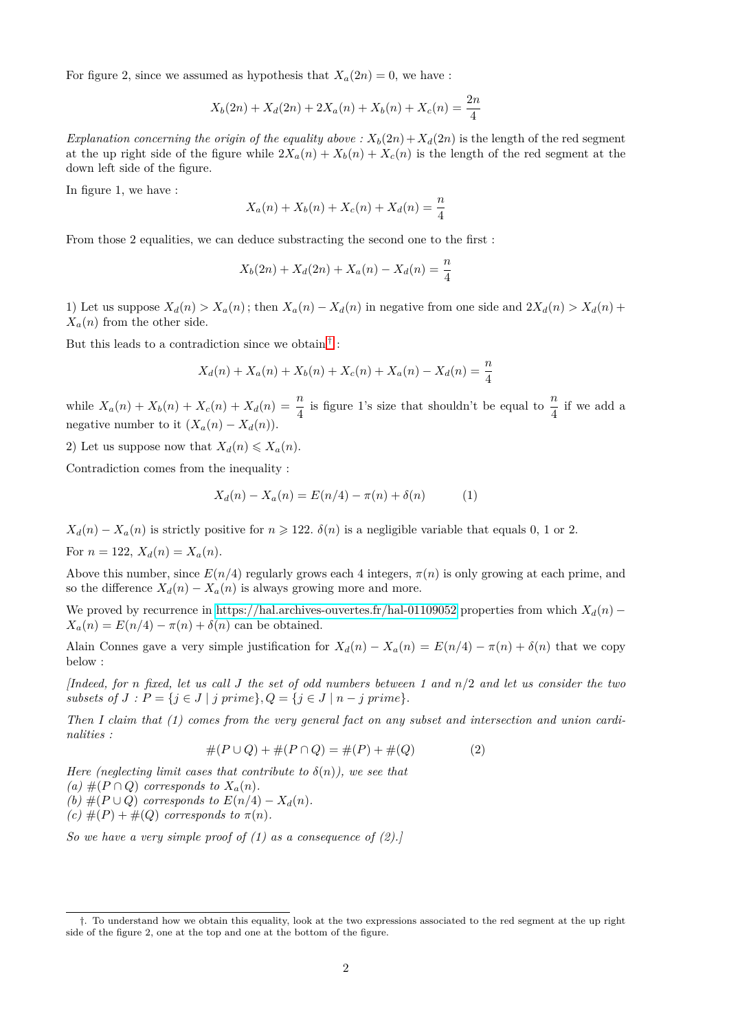For figure 2, since we assumed as hypothesis that $X_a(2n) = 0$, we have :

$$X_b(2n) + X_d(2n) + 2X_a(n) + X_b(n) + X_c(n) = \frac{2n}{4}$$

*Explanation concerning the origin of the equality above :* $X_b(2n) + X_d(2n)$ *is the length of the red segment at the up right side of the figure while* $2X_a(n) + X_b(n) + X_c(n)$ *is the length of the red segment at the down left side of the figure.*

In figure 1, we have :

$$X_a(n) + X_b(n) + X_c(n) + X_d(n) = \frac{n}{4}$$

From those 2 equalities, we can deduce substracting the second one to the first :

$$X_b(2n) + X_d(2n) + X_a(n) - X_d(n) = \frac{n}{4}$$

1) Let us suppose $X_d(n) > X_a(n)$ ; then $X_a(n) - X_d(n)$ in negative from one side and $2X_d(n) > X_d(n) + X_a(n)$ from the other side.

But this leads to a contradiction since we obtain[†] :

$$X_d(n) + X_a(n) + X_b(n) + X_c(n) + X_a(n) - X_d(n) = \frac{n}{4}$$

while $X_a(n) + X_b(n) + X_c(n) + X_d(n) = \dfrac{n}{4}$ is figure 1's size that shouldn't be equal to $\dfrac{n}{4}$ if we add a negative number to it $(X_a(n) - X_d(n))$.

2) Let us suppose now that $X_d(n) \leqslant X_a(n)$.

Contradiction comes from the inequality :

$$X_d(n) - X_a(n) = E(n/4) - \pi(n) + \delta(n) \qquad (1)$$

$X_d(n) - X_a(n)$ is strictly positive for $n \geqslant 122$. $\delta(n)$ is a negligible variable that equals 0, 1 or 2.

For $n = 122$, $X_d(n) = X_a(n)$.

Above this number, since $E(n/4)$ regularly grows each 4 integers, $\pi(n)$ is only growing at each prime, and so the difference $X_d(n) - X_a(n)$ is always growing more and more.

We proved by recurrence in https://hal.archives-ouvertes.fr/hal-01109052 properties from which $X_d(n) - X_a(n) = E(n/4) - \pi(n) + \delta(n)$ can be obtained.

Alain Connes gave a very simple justification for $X_d(n) - X_a(n) = E(n/4) - \pi(n) + \delta(n)$ that we copy below :

*[Indeed, for n fixed, let us call J the set of odd numbers between 1 and n/2 and let us consider the two subsets of J :* $P = \{j \in J \mid j \text{ prime}\}, Q = \{j \in J \mid n - j \text{ prime}\}$.

*Then I claim that (1) comes from the very general fact on any subset and intersection and union cardinalities :*

$$\#(P \cup Q) + \#(P \cap Q) = \#(P) + \#(Q) \qquad (2)$$

*Here (neglecting limit cases that contribute to* $\delta(n)$*), we see that*
*(a)* $\#(P \cap Q)$ *corresponds to* $X_a(n)$.
*(b)* $\#(P \cup Q)$ *corresponds to* $E(n/4) - X_d(n)$.
*(c)* $\#(P) + \#(Q)$ *corresponds to* $\pi(n)$.

*So we have a very simple proof of (1) as a consequence of (2).]*

---

†. To understand how we obtain this equality, look at the two expressions associated to the red segment at the up right side of the figure 2, one at the top and one at the bottom of the figure.